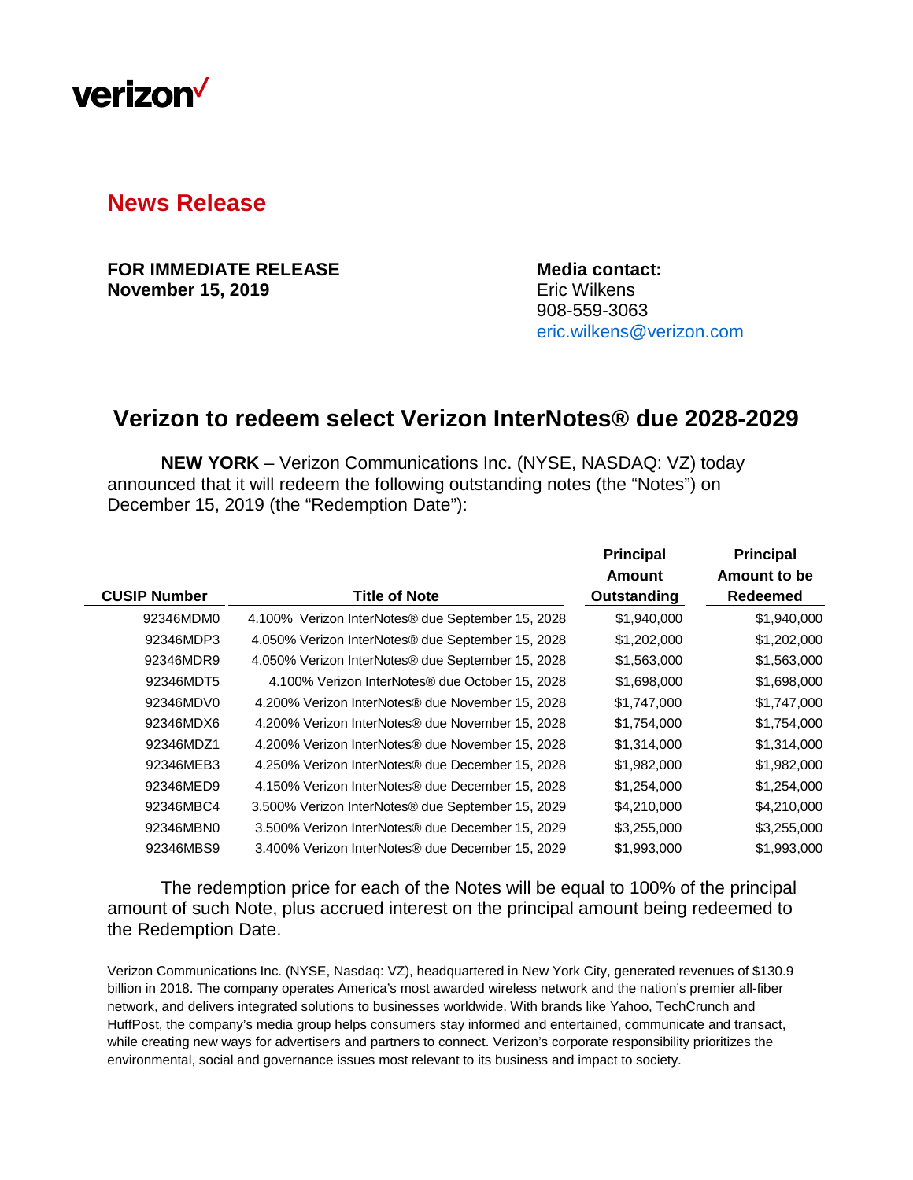verizon✓

## News Release

**FOR IMMEDIATE RELEASE**
**November 15, 2019**

**Media contact:**
Eric Wilkens
908-559-3063
eric.wilkens@verizon.com

# Verizon to redeem select Verizon InterNotes® due 2028-2029

**NEW YORK** – Verizon Communications Inc. (NYSE, NASDAQ: VZ) today announced that it will redeem the following outstanding notes (the "Notes") on December 15, 2019 (the "Redemption Date"):

| CUSIP Number | Title of Note | Principal Amount Outstanding | Principal Amount to be Redeemed |
|---|---|---|---|
| 92346MDM0 | 4.100% Verizon InterNotes® due September 15, 2028 | $1,940,000 | $1,940,000 |
| 92346MDP3 | 4.050% Verizon InterNotes® due September 15, 2028 | $1,202,000 | $1,202,000 |
| 92346MDR9 | 4.050% Verizon InterNotes® due September 15, 2028 | $1,563,000 | $1,563,000 |
| 92346MDT5 | 4.100% Verizon InterNotes® due October 15, 2028 | $1,698,000 | $1,698,000 |
| 92346MDV0 | 4.200% Verizon InterNotes® due November 15, 2028 | $1,747,000 | $1,747,000 |
| 92346MDX6 | 4.200% Verizon InterNotes® due November 15, 2028 | $1,754,000 | $1,754,000 |
| 92346MDZ1 | 4.200% Verizon InterNotes® due November 15, 2028 | $1,314,000 | $1,314,000 |
| 92346MEB3 | 4.250% Verizon InterNotes® due December 15, 2028 | $1,982,000 | $1,982,000 |
| 92346MED9 | 4.150% Verizon InterNotes® due December 15, 2028 | $1,254,000 | $1,254,000 |
| 92346MBC4 | 3.500% Verizon InterNotes® due September 15, 2029 | $4,210,000 | $4,210,000 |
| 92346MBN0 | 3.500% Verizon InterNotes® due December 15, 2029 | $3,255,000 | $3,255,000 |
| 92346MBS9 | 3.400% Verizon InterNotes® due December 15, 2029 | $1,993,000 | $1,993,000 |

The redemption price for each of the Notes will be equal to 100% of the principal amount of such Note, plus accrued interest on the principal amount being redeemed to the Redemption Date.

Verizon Communications Inc. (NYSE, Nasdaq: VZ), headquartered in New York City, generated revenues of $130.9 billion in 2018. The company operates America's most awarded wireless network and the nation's premier all-fiber network, and delivers integrated solutions to businesses worldwide. With brands like Yahoo, TechCrunch and HuffPost, the company's media group helps consumers stay informed and entertained, communicate and transact, while creating new ways for advertisers and partners to connect. Verizon's corporate responsibility prioritizes the environmental, social and governance issues most relevant to its business and impact to society.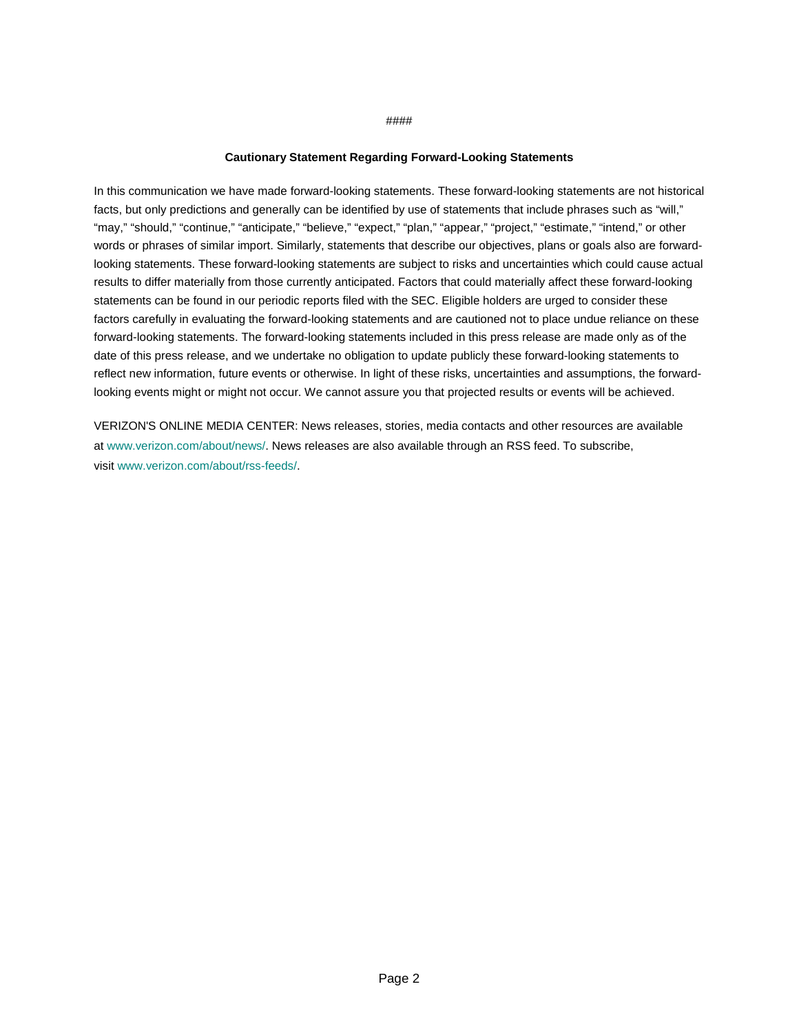####

**Cautionary Statement Regarding Forward-Looking Statements**

In this communication we have made forward-looking statements. These forward-looking statements are not historical facts, but only predictions and generally can be identified by use of statements that include phrases such as “will,” “may,” “should,” “continue,” “anticipate,” “believe,” “expect,” “plan,” “appear,” “project,” “estimate,” “intend,” or other words or phrases of similar import. Similarly, statements that describe our objectives, plans or goals also are forward-looking statements. These forward-looking statements are subject to risks and uncertainties which could cause actual results to differ materially from those currently anticipated. Factors that could materially affect these forward-looking statements can be found in our periodic reports filed with the SEC. Eligible holders are urged to consider these factors carefully in evaluating the forward-looking statements and are cautioned not to place undue reliance on these forward-looking statements. The forward-looking statements included in this press release are made only as of the date of this press release, and we undertake no obligation to update publicly these forward-looking statements to reflect new information, future events or otherwise. In light of these risks, uncertainties and assumptions, the forward-looking events might or might not occur. We cannot assure you that projected results or events will be achieved.

VERIZON'S ONLINE MEDIA CENTER: News releases, stories, media contacts and other resources are available at www.verizon.com/about/news/. News releases are also available through an RSS feed. To subscribe, visit www.verizon.com/about/rss-feeds/.